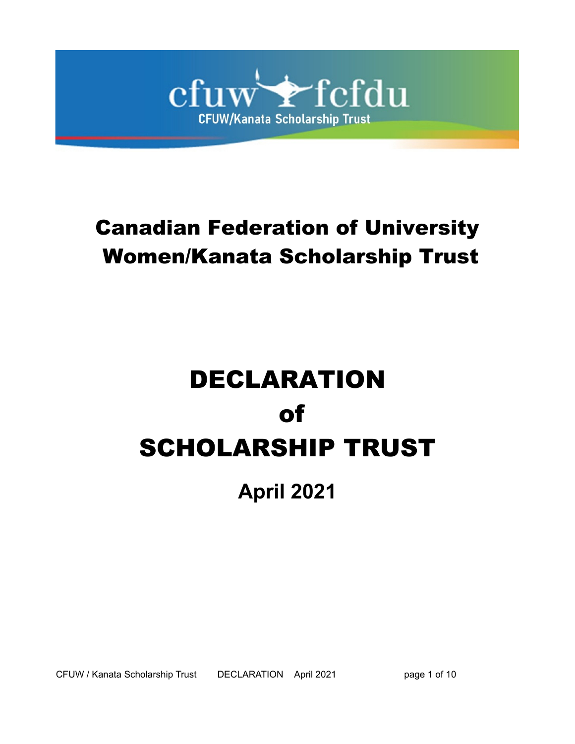cfuw fcfdu
CFUW/Kanata Scholarship Trust

# Canadian Federation of University Women/Kanata Scholarship Trust

# DECLARATION of SCHOLARSHIP TRUST

## April 2021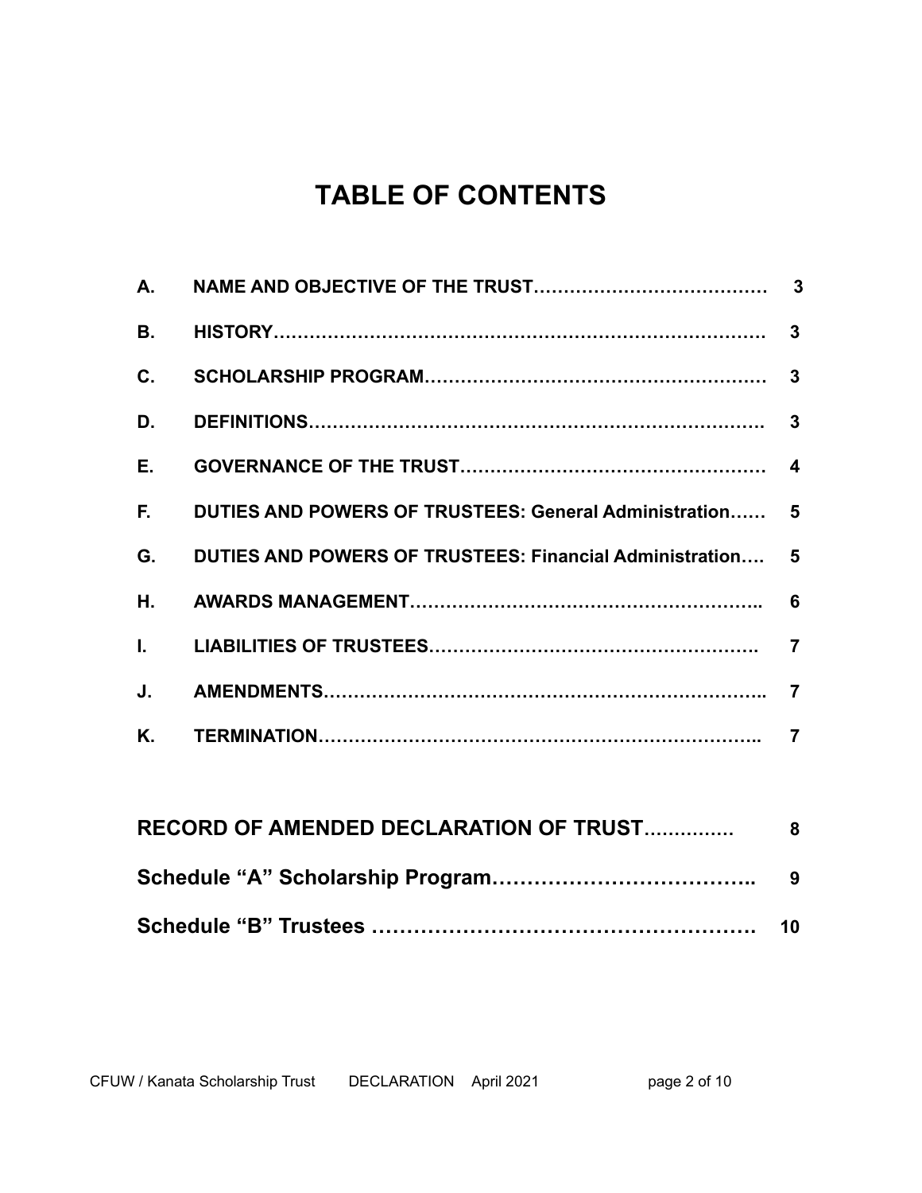# TABLE OF CONTENTS

| | | |
|---|---|---|
| **A.** | **NAME AND OBJECTIVE OF THE TRUST………………………………** | **3** |
| **B.** | **HISTORY………………………………………………………………………** | **3** |
| **C.** | **SCHOLARSHIP PROGRAM………………………………………………** | **3** |
| **D.** | **DEFINITIONS…………………………………………………………………** | **3** |
| **E.** | **GOVERNANCE OF THE TRUST…………………………………………** | **4** |
| **F.** | **DUTIES AND POWERS OF TRUSTEES: General Administration……** | **5** |
| **G.** | **DUTIES AND POWERS OF TRUSTEES: Financial Administration….** | **5** |
| **H.** | **AWARDS MANAGEMENT………………………………………………..** | **6** |
| **I.** | **LIABILITIES OF TRUSTEES…………………………………………….** | **7** |
| **J.** | **AMENDMENTS……………………………………………………………..** | **7** |
| **K.** | **TERMINATION……………………………………………………………..** | **7** |

| | |
|---|---|
| **RECORD OF AMENDED DECLARATION OF TRUST……………** | **8** |
| **Schedule "A" Scholarship Program……………………………..** | **9** |
| **Schedule "B" Trustees …………………………………………….** | **10** |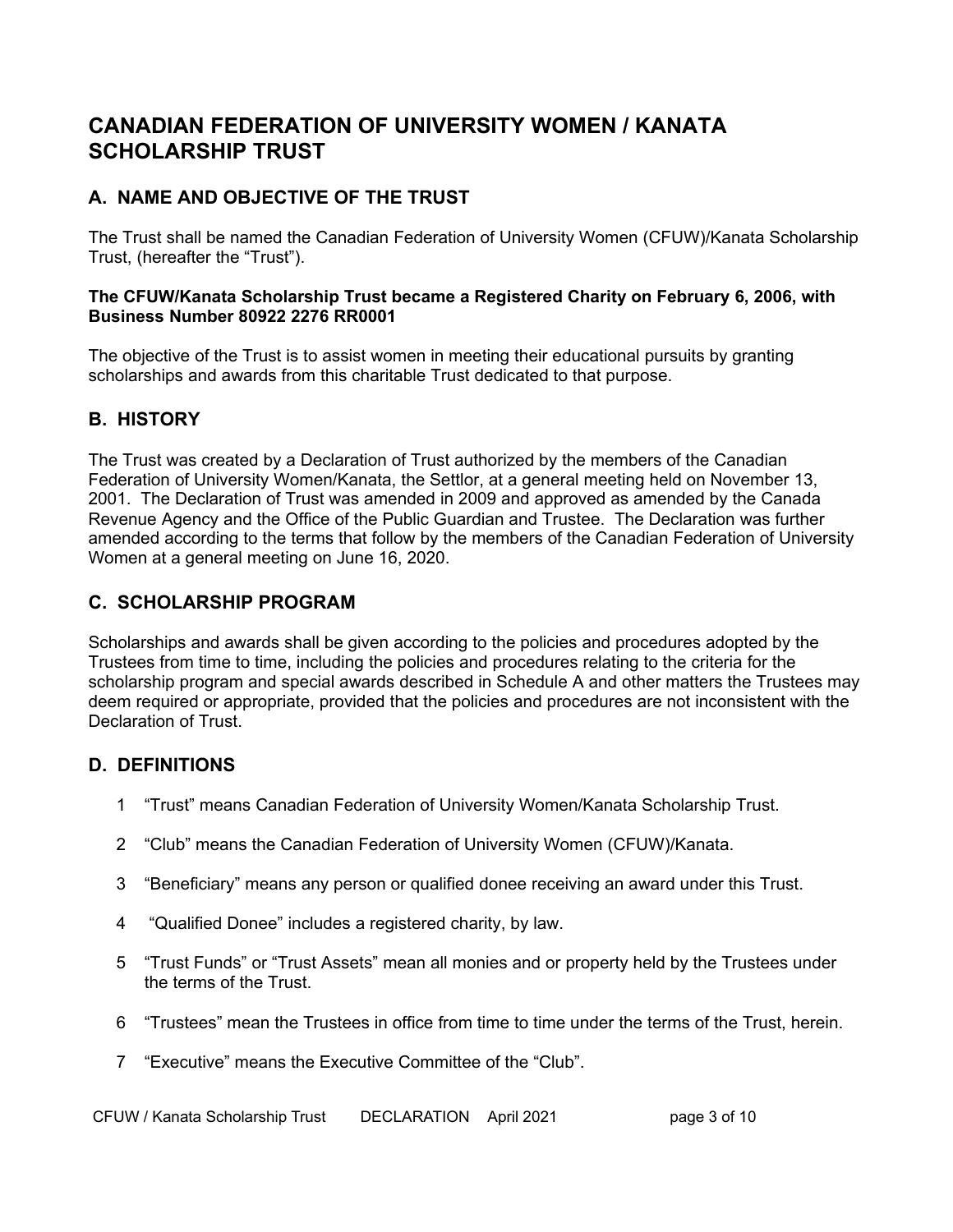# CANADIAN FEDERATION OF UNIVERSITY WOMEN / KANATA SCHOLARSHIP TRUST

## A. NAME AND OBJECTIVE OF THE TRUST

The Trust shall be named the Canadian Federation of University Women (CFUW)/Kanata Scholarship Trust, (hereafter the "Trust").

**The CFUW/Kanata Scholarship Trust became a Registered Charity on February 6, 2006, with Business Number 80922 2276 RR0001**

The objective of the Trust is to assist women in meeting their educational pursuits by granting scholarships and awards from this charitable Trust dedicated to that purpose.

## B. HISTORY

The Trust was created by a Declaration of Trust authorized by the members of the Canadian Federation of University Women/Kanata, the Settlor, at a general meeting held on November 13, 2001. The Declaration of Trust was amended in 2009 and approved as amended by the Canada Revenue Agency and the Office of the Public Guardian and Trustee. The Declaration was further amended according to the terms that follow by the members of the Canadian Federation of University Women at a general meeting on June 16, 2020.

## C. SCHOLARSHIP PROGRAM

Scholarships and awards shall be given according to the policies and procedures adopted by the Trustees from time to time, including the policies and procedures relating to the criteria for the scholarship program and special awards described in Schedule A and other matters the Trustees may deem required or appropriate, provided that the policies and procedures are not inconsistent with the Declaration of Trust.

## D. DEFINITIONS

1. "Trust" means Canadian Federation of University Women/Kanata Scholarship Trust.
2. "Club" means the Canadian Federation of University Women (CFUW)/Kanata.
3. "Beneficiary" means any person or qualified donee receiving an award under this Trust.
4. "Qualified Donee" includes a registered charity, by law.
5. "Trust Funds" or "Trust Assets" mean all monies and or property held by the Trustees under the terms of the Trust.
6. "Trustees" mean the Trustees in office from time to time under the terms of the Trust, herein.
7. "Executive" means the Executive Committee of the "Club".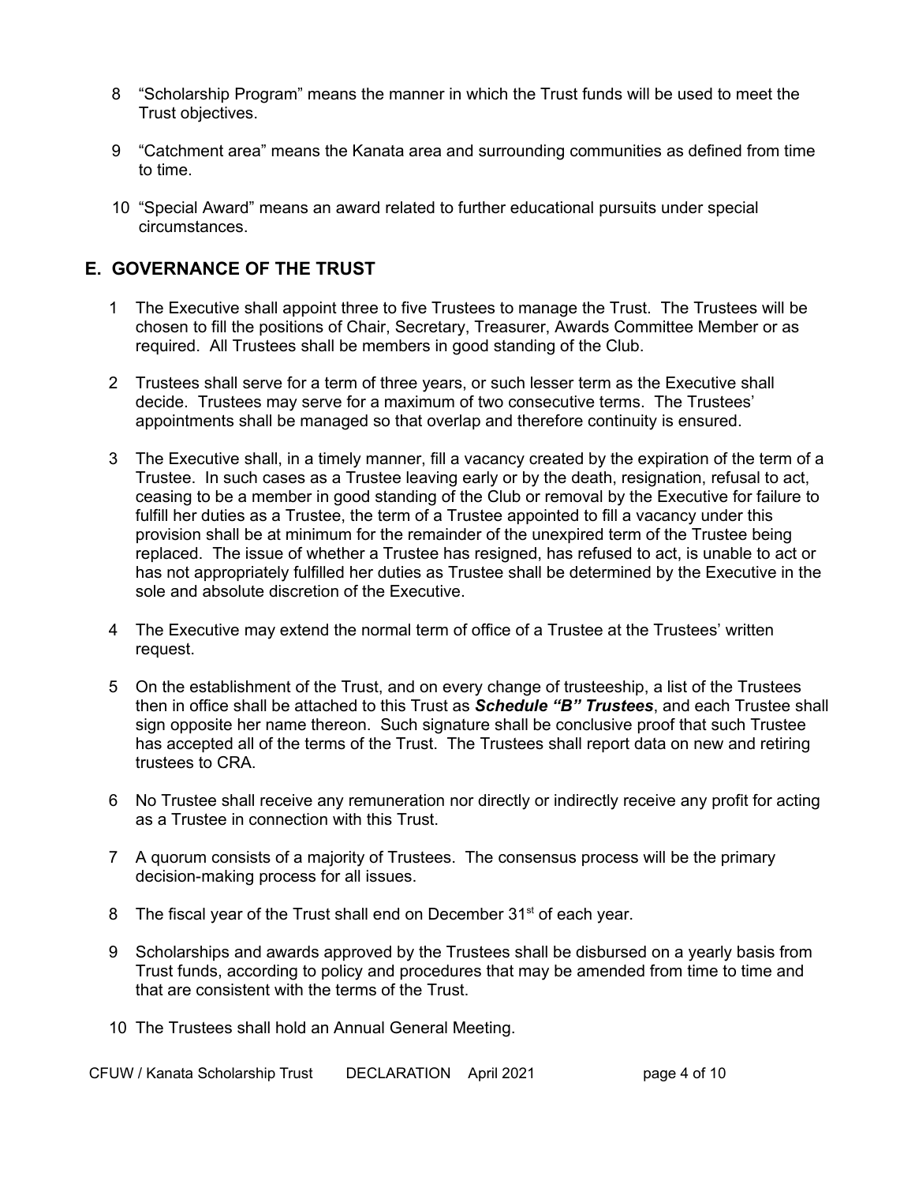8 “Scholarship Program” means the manner in which the Trust funds will be used to meet the Trust objectives.

9 “Catchment area” means the Kanata area and surrounding communities as defined from time to time.

10 “Special Award” means an award related to further educational pursuits under special circumstances.

## E. GOVERNANCE OF THE TRUST

1 The Executive shall appoint three to five Trustees to manage the Trust. The Trustees will be chosen to fill the positions of Chair, Secretary, Treasurer, Awards Committee Member or as required. All Trustees shall be members in good standing of the Club.

2 Trustees shall serve for a term of three years, or such lesser term as the Executive shall decide. Trustees may serve for a maximum of two consecutive terms. The Trustees’ appointments shall be managed so that overlap and therefore continuity is ensured.

3 The Executive shall, in a timely manner, fill a vacancy created by the expiration of the term of a Trustee. In such cases as a Trustee leaving early or by the death, resignation, refusal to act, ceasing to be a member in good standing of the Club or removal by the Executive for failure to fulfill her duties as a Trustee, the term of a Trustee appointed to fill a vacancy under this provision shall be at minimum for the remainder of the unexpired term of the Trustee being replaced. The issue of whether a Trustee has resigned, has refused to act, is unable to act or has not appropriately fulfilled her duties as Trustee shall be determined by the Executive in the sole and absolute discretion of the Executive.

4 The Executive may extend the normal term of office of a Trustee at the Trustees’ written request.

5 On the establishment of the Trust, and on every change of trusteeship, a list of the Trustees then in office shall be attached to this Trust as ***Schedule “B” Trustees***, and each Trustee shall sign opposite her name thereon. Such signature shall be conclusive proof that such Trustee has accepted all of the terms of the Trust. The Trustees shall report data on new and retiring trustees to CRA.

6 No Trustee shall receive any remuneration nor directly or indirectly receive any profit for acting as a Trustee in connection with this Trust.

7 A quorum consists of a majority of Trustees. The consensus process will be the primary decision-making process for all issues.

8 The fiscal year of the Trust shall end on December 31st of each year.

9 Scholarships and awards approved by the Trustees shall be disbursed on a yearly basis from Trust funds, according to policy and procedures that may be amended from time to time and that are consistent with the terms of the Trust.

10 The Trustees shall hold an Annual General Meeting.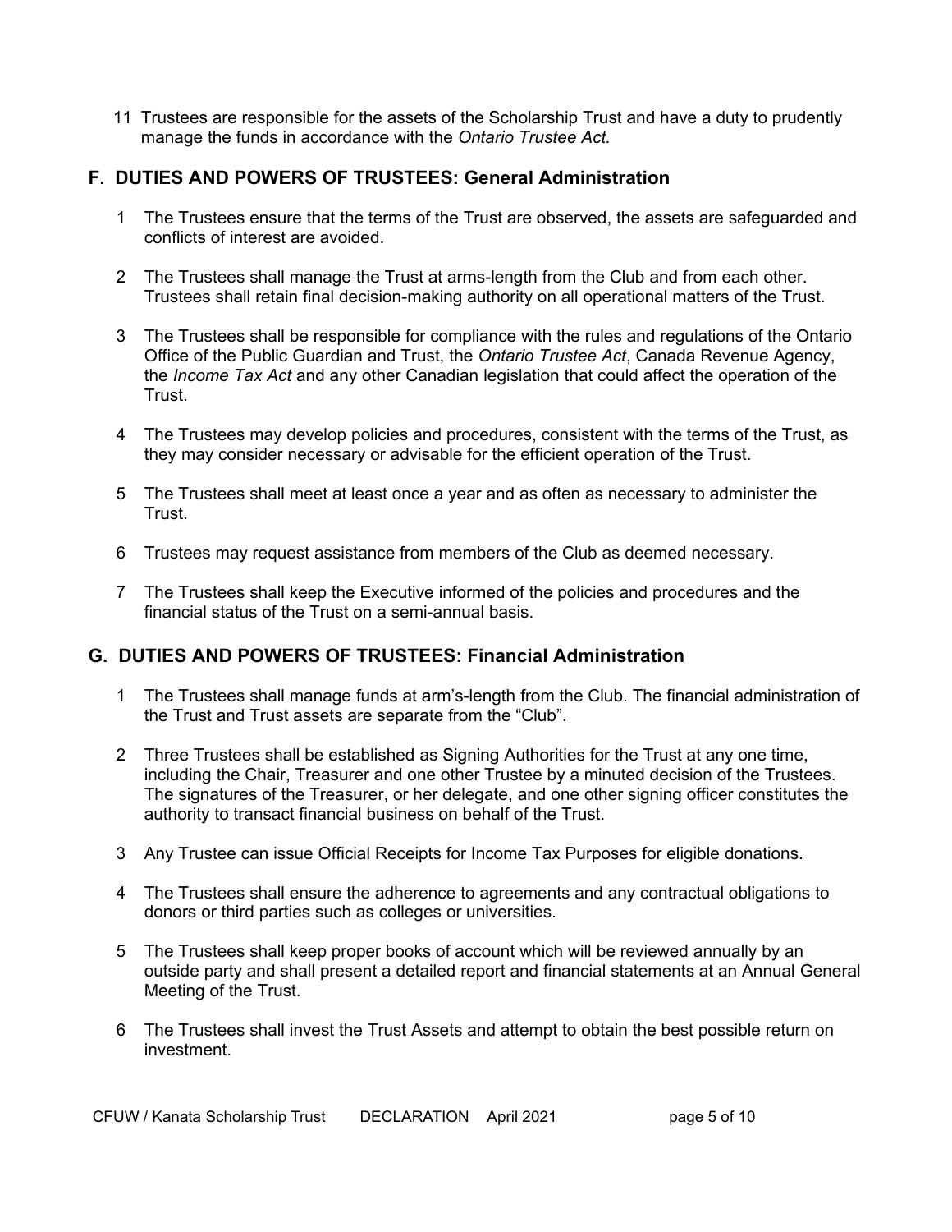11 Trustees are responsible for the assets of the Scholarship Trust and have a duty to prudently manage the funds in accordance with the *Ontario Trustee Act.*

## F. DUTIES AND POWERS OF TRUSTEES: General Administration

1 The Trustees ensure that the terms of the Trust are observed, the assets are safeguarded and conflicts of interest are avoided.

2 The Trustees shall manage the Trust at arms-length from the Club and from each other. Trustees shall retain final decision-making authority on all operational matters of the Trust.

3 The Trustees shall be responsible for compliance with the rules and regulations of the Ontario Office of the Public Guardian and Trust, the *Ontario Trustee Act*, Canada Revenue Agency, the *Income Tax Act* and any other Canadian legislation that could affect the operation of the Trust.

4 The Trustees may develop policies and procedures, consistent with the terms of the Trust, as they may consider necessary or advisable for the efficient operation of the Trust.

5 The Trustees shall meet at least once a year and as often as necessary to administer the Trust.

6 Trustees may request assistance from members of the Club as deemed necessary.

7 The Trustees shall keep the Executive informed of the policies and procedures and the financial status of the Trust on a semi-annual basis.

## G. DUTIES AND POWERS OF TRUSTEES: Financial Administration

1 The Trustees shall manage funds at arm's-length from the Club. The financial administration of the Trust and Trust assets are separate from the "Club".

2 Three Trustees shall be established as Signing Authorities for the Trust at any one time, including the Chair, Treasurer and one other Trustee by a minuted decision of the Trustees. The signatures of the Treasurer, or her delegate, and one other signing officer constitutes the authority to transact financial business on behalf of the Trust.

3 Any Trustee can issue Official Receipts for Income Tax Purposes for eligible donations.

4 The Trustees shall ensure the adherence to agreements and any contractual obligations to donors or third parties such as colleges or universities.

5 The Trustees shall keep proper books of account which will be reviewed annually by an outside party and shall present a detailed report and financial statements at an Annual General Meeting of the Trust.

6 The Trustees shall invest the Trust Assets and attempt to obtain the best possible return on investment.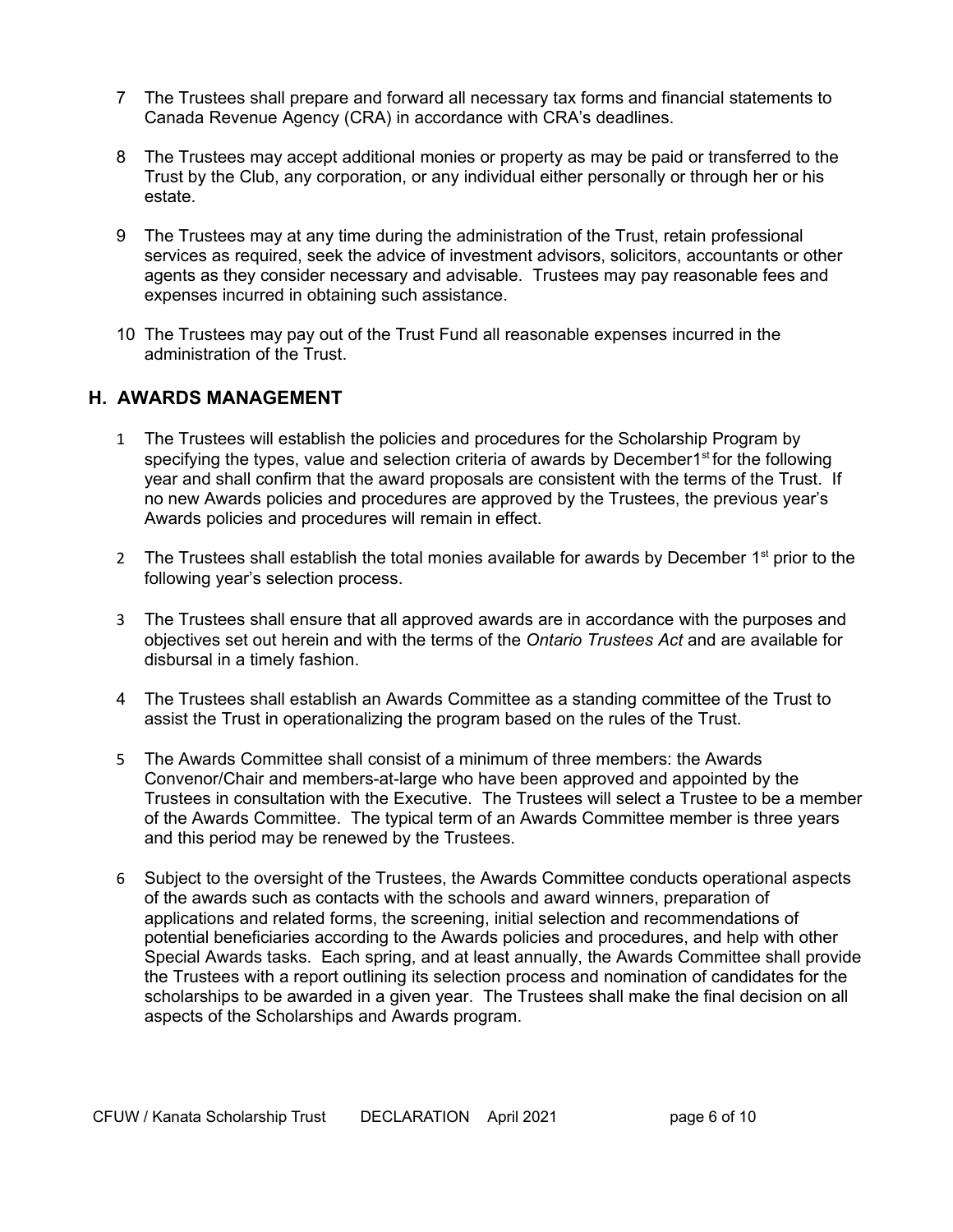7 The Trustees shall prepare and forward all necessary tax forms and financial statements to Canada Revenue Agency (CRA) in accordance with CRA's deadlines.

8 The Trustees may accept additional monies or property as may be paid or transferred to the Trust by the Club, any corporation, or any individual either personally or through her or his estate.

9 The Trustees may at any time during the administration of the Trust, retain professional services as required, seek the advice of investment advisors, solicitors, accountants or other agents as they consider necessary and advisable. Trustees may pay reasonable fees and expenses incurred in obtaining such assistance.

10 The Trustees may pay out of the Trust Fund all reasonable expenses incurred in the administration of the Trust.

## H. AWARDS MANAGEMENT

1 The Trustees will establish the policies and procedures for the Scholarship Program by specifying the types, value and selection criteria of awards by December1st for the following year and shall confirm that the award proposals are consistent with the terms of the Trust. If no new Awards policies and procedures are approved by the Trustees, the previous year's Awards policies and procedures will remain in effect.

2 The Trustees shall establish the total monies available for awards by December 1st prior to the following year's selection process.

3 The Trustees shall ensure that all approved awards are in accordance with the purposes and objectives set out herein and with the terms of the *Ontario Trustees Act* and are available for disbursal in a timely fashion.

4 The Trustees shall establish an Awards Committee as a standing committee of the Trust to assist the Trust in operationalizing the program based on the rules of the Trust.

5 The Awards Committee shall consist of a minimum of three members: the Awards Convenor/Chair and members-at-large who have been approved and appointed by the Trustees in consultation with the Executive. The Trustees will select a Trustee to be a member of the Awards Committee. The typical term of an Awards Committee member is three years and this period may be renewed by the Trustees.

6 Subject to the oversight of the Trustees, the Awards Committee conducts operational aspects of the awards such as contacts with the schools and award winners, preparation of applications and related forms, the screening, initial selection and recommendations of potential beneficiaries according to the Awards policies and procedures, and help with other Special Awards tasks. Each spring, and at least annually, the Awards Committee shall provide the Trustees with a report outlining its selection process and nomination of candidates for the scholarships to be awarded in a given year. The Trustees shall make the final decision on all aspects of the Scholarships and Awards program.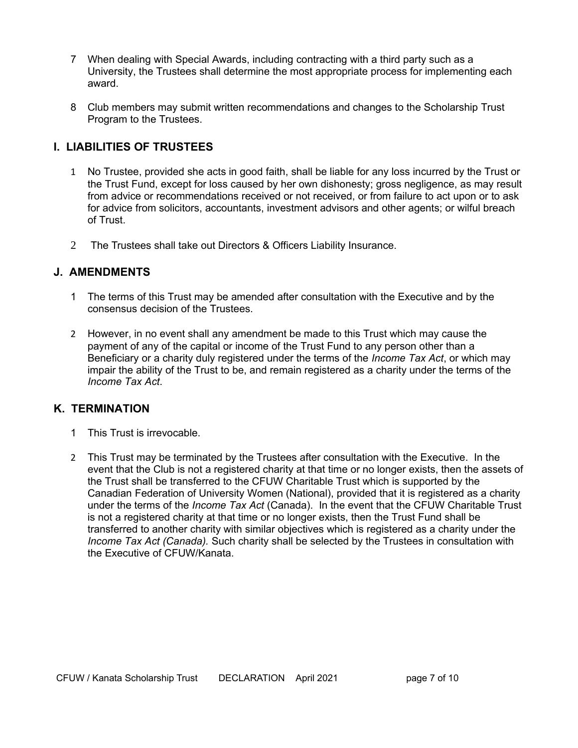7 When dealing with Special Awards, including contracting with a third party such as a University, the Trustees shall determine the most appropriate process for implementing each award.

8 Club members may submit written recommendations and changes to the Scholarship Trust Program to the Trustees.

## I. LIABILITIES OF TRUSTEES

1 No Trustee, provided she acts in good faith, shall be liable for any loss incurred by the Trust or the Trust Fund, except for loss caused by her own dishonesty; gross negligence, as may result from advice or recommendations received or not received, or from failure to act upon or to ask for advice from solicitors, accountants, investment advisors and other agents; or wilful breach of Trust.

2 The Trustees shall take out Directors & Officers Liability Insurance.

## J. AMENDMENTS

1 The terms of this Trust may be amended after consultation with the Executive and by the consensus decision of the Trustees.

2 However, in no event shall any amendment be made to this Trust which may cause the payment of any of the capital or income of the Trust Fund to any person other than a Beneficiary or a charity duly registered under the terms of the *Income Tax Act*, or which may impair the ability of the Trust to be, and remain registered as a charity under the terms of the *Income Tax Act*.

## K. TERMINATION

1 This Trust is irrevocable.

2 This Trust may be terminated by the Trustees after consultation with the Executive. In the event that the Club is not a registered charity at that time or no longer exists, then the assets of the Trust shall be transferred to the CFUW Charitable Trust which is supported by the Canadian Federation of University Women (National), provided that it is registered as a charity under the terms of the *Income Tax Act* (Canada). In the event that the CFUW Charitable Trust is not a registered charity at that time or no longer exists, then the Trust Fund shall be transferred to another charity with similar objectives which is registered as a charity under the *Income Tax Act (Canada).* Such charity shall be selected by the Trustees in consultation with the Executive of CFUW/Kanata.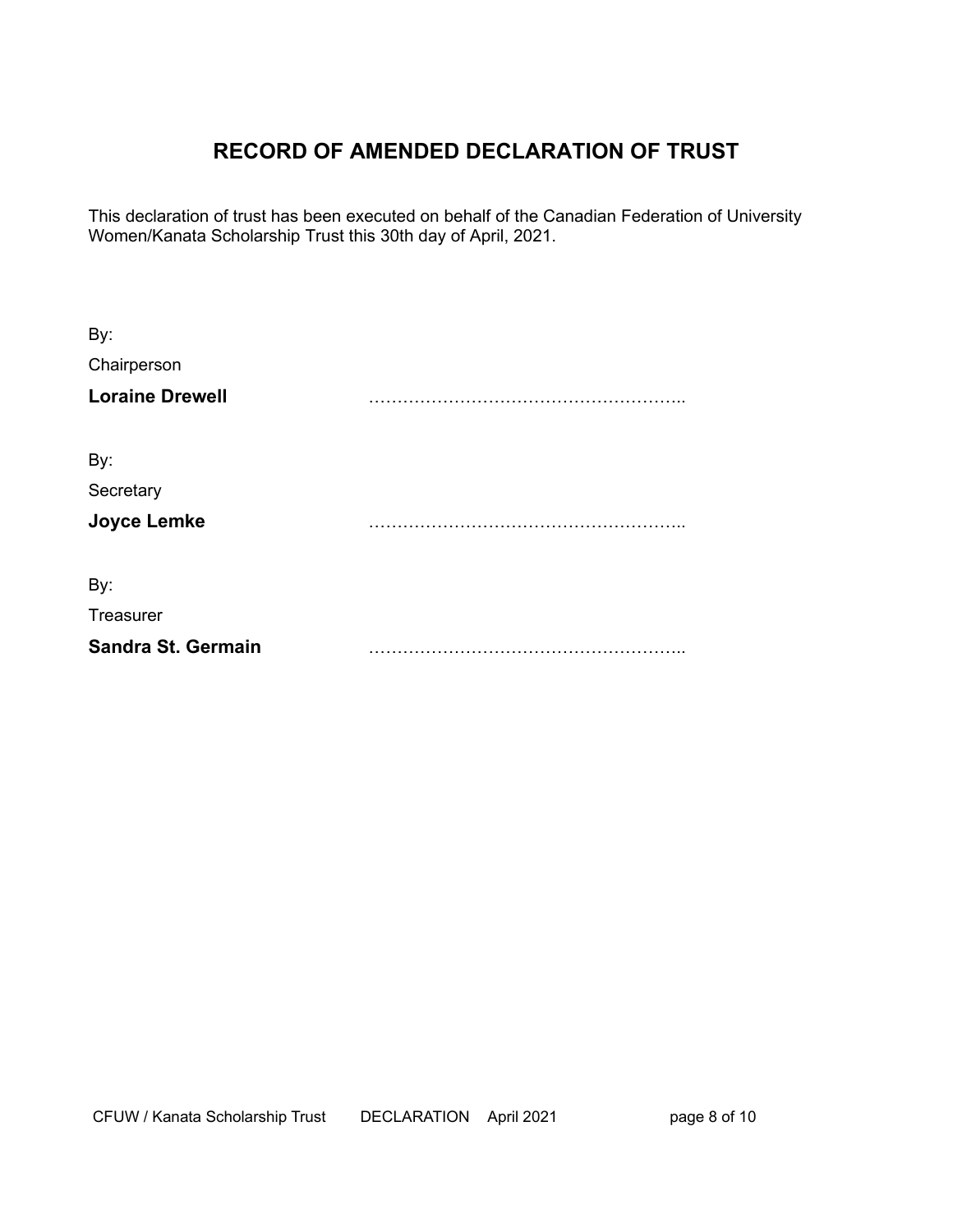# RECORD OF AMENDED DECLARATION OF TRUST

This declaration of trust has been executed on behalf of the Canadian Federation of University Women/Kanata Scholarship Trust this 30th day of April, 2021.

By:

Chairperson

**Loraine Drewell** ……………………………………………..

By:

Secretary

**Joyce Lemke** ……………………………………………..

By:

Treasurer

**Sandra St. Germain** ……………………………………………..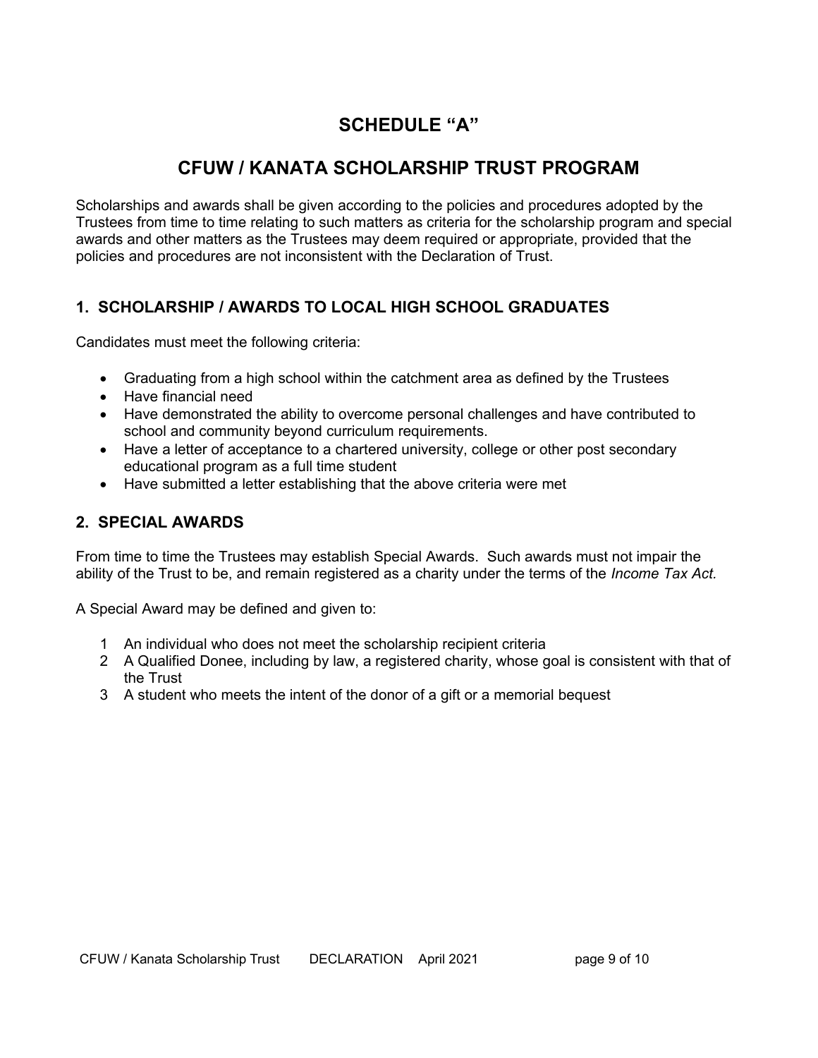# SCHEDULE "A"

# CFUW / KANATA SCHOLARSHIP TRUST PROGRAM

Scholarships and awards shall be given according to the policies and procedures adopted by the Trustees from time to time relating to such matters as criteria for the scholarship program and special awards and other matters as the Trustees may deem required or appropriate, provided that the policies and procedures are not inconsistent with the Declaration of Trust.

## 1. SCHOLARSHIP / AWARDS TO LOCAL HIGH SCHOOL GRADUATES

Candidates must meet the following criteria:

- Graduating from a high school within the catchment area as defined by the Trustees
- Have financial need
- Have demonstrated the ability to overcome personal challenges and have contributed to school and community beyond curriculum requirements.
- Have a letter of acceptance to a chartered university, college or other post secondary educational program as a full time student
- Have submitted a letter establishing that the above criteria were met

## 2. SPECIAL AWARDS

From time to time the Trustees may establish Special Awards. Such awards must not impair the ability of the Trust to be, and remain registered as a charity under the terms of the *Income Tax Act.*

A Special Award may be defined and given to:

1 An individual who does not meet the scholarship recipient criteria
2 A Qualified Donee, including by law, a registered charity, whose goal is consistent with that of the Trust
3 A student who meets the intent of the donor of a gift or a memorial bequest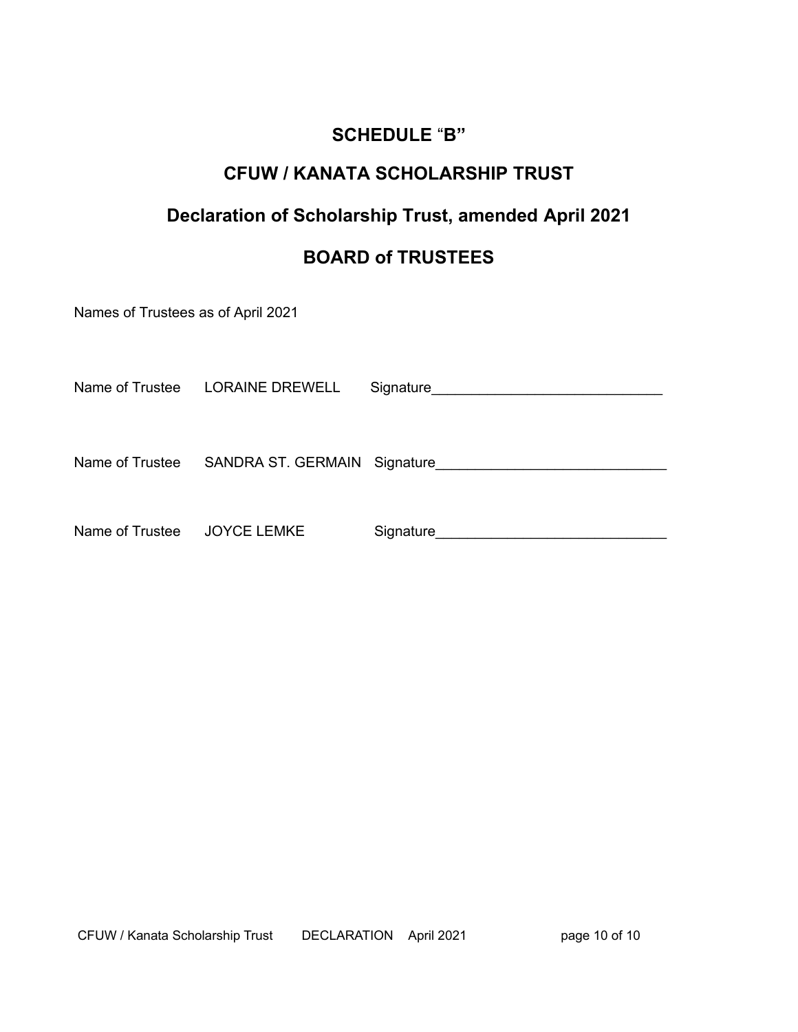## SCHEDULE "B"

## CFUW / KANATA SCHOLARSHIP TRUST

## Declaration of Scholarship Trust, amended April 2021

## BOARD of TRUSTEES

Names of Trustees as of April 2021

Name of Trustee LORAINE DREWELL Signature_____________________________

Name of Trustee SANDRA ST. GERMAIN Signature_____________________________

Name of Trustee JOYCE LEMKE Signature_____________________________